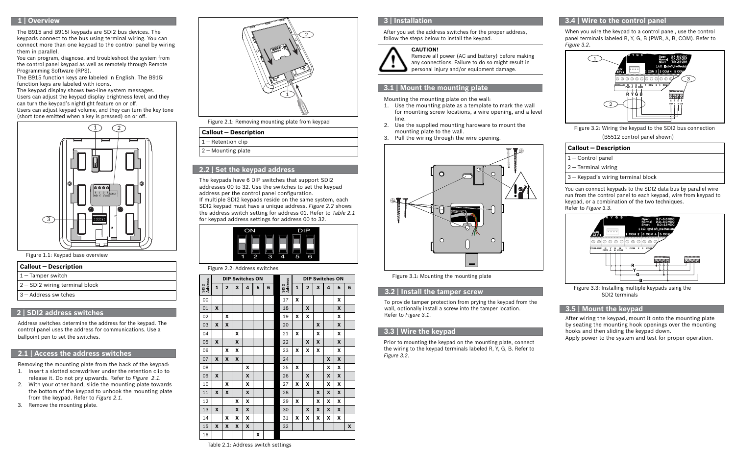## 1 | Overview

The B915 and B915I keypads are SDI2 bus devices. The keypads connect to the bus using terminal wiring. You can connect more than one keypad to the control panel by wiring them in parallel.
You can program, diagnose, and troubleshoot the system from the control panel keypad as well as remotely through Remote Programming Software (RPS).
The B915 function keys are labeled in English. The B915I function keys are labeled with icons.
The keypad display shows two-line system messages.
Users can adjust the keypad display brightness level, and they can turn the keypad's nightlight feature on or off.
Users can adjust keypad volume, and they can turn the key tone (short tone emitted when a key is pressed) on or off.

Figure 1.1: Keypad base overview

| Callout — Description |
|---|
| 1 — Tamper switch |
| 2 — SDI2 wiring terminal block |
| 3 — Address switches |

## 2 | SDI2 address switches

Address switches determine the address for the keypad. The control panel uses the address for communications. Use a ballpoint pen to set the switches.

## 2.1 | Access the address switches

Removing the mounting plate from the back of the keypad:

1. Insert a slotted screwdriver under the retention clip to release it. Do not pry upwards. Refer to *Figure 2.1*.
2. With your other hand, slide the mounting plate towards the bottom of the keypad to unhook the mounting plate from the keypad. Refer to *Figure 2.1*.
3. Remove the mounting plate.

Figure 2.1: Removing mounting plate from keypad

| Callout — Description |
|---|
| 1 — Retention clip |
| 2 — Mounting plate |

## 2.2 | Set the keypad address

The keypads have 6 DIP switches that support SDI2 addresses 00 to 32. Use the switches to set the keypad address per the control panel configuration.
If multiple SDI2 keypads reside on the same system, each SDI2 keypad must have a unique address. *Figure 2.2* shows the address switch setting for address 01. Refer to *Table 2.1* for keypad address settings for address 00 to 32.

Figure 2.2: Address switches

| SDI2 Address | DIP Switches ON | | | | | | | SDI2 Address | DIP Switches ON | | | | | |
|---|---|---|---|---|---|---|---|---|---|---|---|---|---|---|
| | 1 | 2 | 3 | 4 | 5 | 6 | | | 1 | 2 | 3 | 4 | 5 | 6 |
| 00 | | | | | | | | 17 | X | | | | X | |
| 01 | X | | | | | | | 18 | | X | | | X | |
| 02 | | X | | | | | | 19 | X | X | | | X | |
| 03 | X | X | | | | | | 20 | | | X | | X | |
| 04 | | | X | | | | | 21 | X | | X | | X | |
| 05 | X | | X | | | | | 22 | | X | X | | X | |
| 06 | | X | X | | | | | 23 | X | X | X | | X | |
| 07 | X | X | X | | | | | 24 | | | | X | X | |
| 08 | | | | X | | | | 25 | X | | | X | X | |
| 09 | X | | | X | | | | 26 | | X | | X | X | |
| 10 | | X | | X | | | | 27 | X | X | | X | X | |
| 11 | X | X | | X | | | | 28 | | | X | X | X | |
| 12 | | | X | X | | | | 29 | X | | X | X | X | |
| 13 | X | | X | X | | | | 30 | | X | X | X | X | |
| 14 | | X | X | X | | | | 31 | X | X | X | X | X | |
| 15 | X | X | X | X | | | | 32 | | | | | | X |
| 16 | | | | | X | | | | | | | | | |

Table 2.1: Address switch settings

## 3 | Installation

After you set the address switches for the proper address, follow the steps below to install the keypad.

**CAUTION!**
Remove all power (AC and battery) before making any connections. Failure to do so might result in personal injury and/or equipment damage.

## 3.1 | Mount the mounting plate

Mounting the mounting plate on the wall:

1. Use the mounting plate as a template to mark the wall for mounting screw locations, a wire opening, and a level line.
2. Use the supplied mounting hardware to mount the mounting plate to the wall.
3. Pull the wiring through the wire opening.

Figure 3.1: Mounting the mounting plate

## 3.2 | Install the tamper screw

To provide tamper protection from prying the keypad from the wall, optionally install a screw into the tamper location.
Refer to *Figure 3.1*.

## 3.3 | Wire the keypad

Prior to mounting the keypad on the mounting plate, connect the wiring to the keypad terminals labeled R, Y, G, B. Refer to *Figure 3.2*.

## 3.4 | Wire to the control panel

When you wire the keypad to a control panel, use the control panel terminals labeled R, Y, G, B (PWR, A, B, COM). Refer to *Figure 3.2*.

Figure 3.2: Wiring the keypad to the SDI2 bus connection (B5512 control panel shown)

| Callout — Description |
|---|
| 1 — Control panel |
| 2 — Terminal wiring |
| 3 — Keypad's wiring terminal block |

You can connect keypads to the SDI2 data bus by parallel wire run from the control panel to each keypad, wire from keypad to keypad, or a combination of the two techniques.
Refer to *Figure 3.3*.

Figure 3.3: Installing multiple keypads using the SDI2 terminals

## 3.5 | Mount the keypad

After wiring the keypad, mount it onto the mounting plate by seating the mounting hook openings over the mounting hooks and then sliding the keypad down.
Apply power to the system and test for proper operation.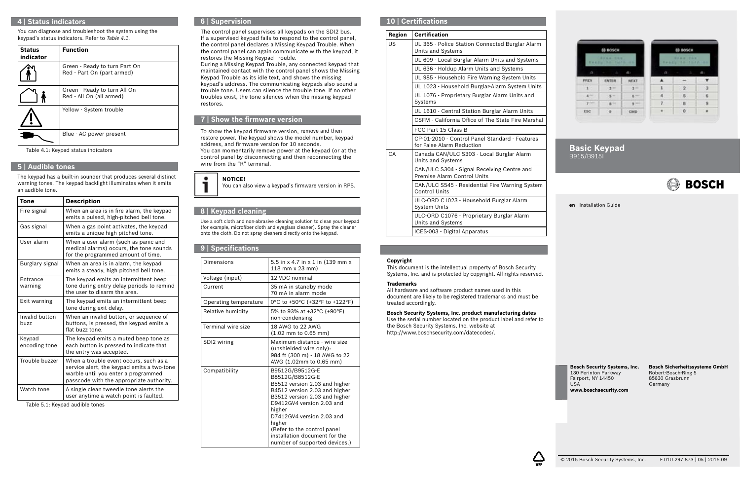## 4 | Status indicators

You can diagnose and troubleshoot the system using the keypad's status indicators. Refer to *Table 4.1*.

| Status indicator | Function |
|---|---|
| | Green - Ready to turn Part On<br>Red - Part On (part armed) |
| | Green - Ready to turn All On<br>Red - All On (all armed) |
| | Yellow - System trouble |
| | Blue - AC power present |

Table 4.1: Keypad status indicators

## 5 | Audible tones

The keypad has a built-in sounder that produces several distinct warning tones. The keypad backlight illuminates when it emits an audible tone.

| Tone | Description |
|---|---|
| Fire signal | When an area is in fire alarm, the keypad emits a pulsed, high-pitched bell tone. |
| Gas signal | When a gas point activates, the keypad emits a unique high pitched tone. |
| User alarm | When a user alarm (such as panic and medical alarms) occurs, the tone sounds for the programmed amount of time. |
| Burglary signal | When an area is in alarm, the keypad emits a steady, high pitched bell tone. |
| Entrance warning | The keypad emits an intermittent beep tone during entry delay periods to remind the user to disarm the area. |
| Exit warning | The keypad emits an intermittent beep tone during exit delay. |
| Invalid button buzz | When an invalid button, or sequence of buttons, is pressed, the keypad emits a flat buzz tone. |
| Keypad encoding tone | The keypad emits a muted beep tone as each button is pressed to indicate that the entry was accepted. |
| Trouble buzzer | When a trouble event occurs, such as a service alert, the keypad emits a two-tone warble until you enter a programmed passcode with the appropriate authority. |
| Watch tone | A single clean tweedle tone alerts the user anytime a watch point is faulted. |

Table 5.1: Keypad audible tones

## 6 | Supervision

The control panel supervises all keypads on the SDI2 bus. If a supervised keypad fails to respond to the control panel, the control panel declares a Missing Keypad Trouble. When the control panel can again communicate with the keypad, it restores the Missing Keypad Trouble.
During a Missing Keypad Trouble, any connected keypad that maintained contact with the control panel shows the Missing Keypad Trouble as its idle text, and shows the missing keypad's address. The communicating keypads also sound a trouble tone. Users can silence the trouble tone. If no other troubles exist, the tone silences when the missing keypad restores.

## 7 | Show the firmware version

To show the keypad firmware version, remove and then restore power. The keypad shows the model number, keypad address, and firmware version for 10 seconds.
You can momentarily remove power at the keypad (or at the control panel by disconnecting and then reconnecting the wire from the "R" terminal.

**NOTICE!**
You can also view a keypad's firmware version in RPS.

## 8 | Keypad cleaning

Use a soft cloth and non-abrasive cleaning solution to clean your keypad (for example, microfiber cloth and eyeglass cleaner). Spray the cleaner onto the cloth. Do not spray cleaners directly onto the keypad.

## 9 | Specifications

| | |
|---|---|
| Dimensions | 5.5 in x 4.7 in x 1 in (139 mm x 118 mm x 23 mm) |
| Voltage (input) | 12 VDC nominal |
| Current | 35 mA in standby mode<br>70 mA in alarm mode |
| Operating temperature | 0°C to +50°C (+32°F to +122°F) |
| Relative humidity | 5% to 93% at +32°C (+90°F) non-condensing |
| Terminal wire size | 18 AWG to 22 AWG<br>(1.02 mm to 0.65 mm) |
| SDI2 wiring | Maximum distance - wire size (unshielded wire only):<br>984 ft (300 m) - 18 AWG to 22 AWG (1.02mm to 0.65 mm) |
| Compatibility | B9512G/B9512G-E<br>B8512G/B8512G-E<br>B5512 version 2.03 and higher<br>B4512 version 2.03 and higher<br>B3512 version 2.03 and higher<br>D9412GV4 version 2.03 and higher<br>D7412GV4 version 2.03 and higher<br>(Refer to the control panel installation document for the number of supported devices.) |

## 10 | Certifications

| Region | Certification |
|---|---|
| US | UL 365 - Police Station Connected Burglar Alarm Units and Systems |
| | UL 609 - Local Burglar Alarm Units and Systems |
| | UL 636 - Holdup Alarm Units and Systems |
| | UL 985 - Household Fire Warning System Units |
| | UL 1023 - Household Burglar-Alarm System Units |
| | UL 1076 - Proprietary Burglar Alarm Units and Systems |
| | UL 1610 - Central Station Burglar Alarm Units |
| | CSFM - California Office of The State Fire Marshal |
| | FCC Part 15 Class B |
| | CP-01-2010 - Control Panel Standard - Features for False Alarm Reduction |
| CA | Canada CAN/ULC S303 - Local Burglar Alarm Units and Systems |
| | CAN/ULC S304 - Signal Receiving Centre and Premise Alarm Control Units |
| | CAN/ULC S545 - Residential Fire Warning System Control Units |
| | ULC-ORD C1023 - Household Burglar Alarm System Units |
| | ULC-ORD C1076 - Proprietary Burglar Alarm Units and Systems |
| | ICES-003 - Digital Apparatus |

**Copyright**
This document is the intellectual property of Bosch Security Systems, Inc. and is protected by copyright. All rights reserved.

**Trademarks**
All hardware and software product names used in this document are likely to be registered trademarks and must be treated accordingly.

**Bosch Security Systems, Inc. product manufacturing dates**
Use the serial number located on the product label and refer to the Bosch Security Systems, Inc. website at http://www.boschsecurity.com/datecodes/.

# Basic Keypad

B915/B915I

BOSCH

**en** Installation Guide

**Bosch Security Systems, Inc.**
130 Perinton Parkway
Fairport, NY 14450
USA
**www.boschsecurity.com**

**Bosch Sicherheitssysteme GmbH**
Robert-Bosch-Ring 5
85630 Grasbrunn
Germany

© 2015 Bosch Security Systems, Inc. F.01U.297.873 | 05 | 2015.09